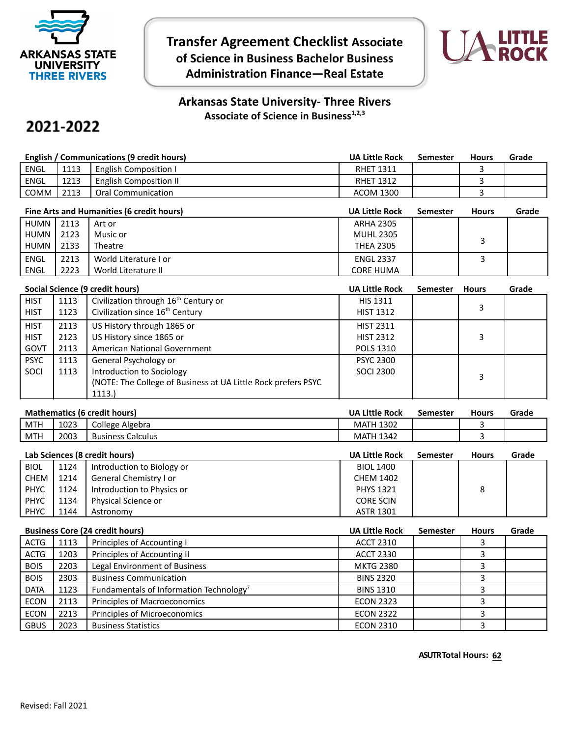ARKANSAS STATE UNIVERSITY THREE RIVERS

# Transfer Agreement Checklist Associate of Science in Business Bachelor Business Administration Finance—Real Estate

UA LITTLE ROCK

## Arkansas State University- Three Rivers

### Associate of Science in Business[1,2,3]

## 2021-2022

| English / Communications (9 credit hours) | | | UA Little Rock | Semester | Hours | Grade |
|---|---|---|---|---|---|---|
| ENGL | 1113 | English Composition I | RHET 1311 | | 3 | |
| ENGL | 1213 | English Composition II | RHET 1312 | | 3 | |
| COMM | 2113 | Oral Communication | ACOM 1300 | | 3 | |

| Fine Arts and Humanities (6 credit hours) | | | UA Little Rock | Semester | Hours | Grade |
|---|---|---|---|---|---|---|
| HUMN<br>HUMN<br>HUMN | 2113<br>2123<br>2133 | Art or<br>Music or<br>Theatre | ARHA 2305<br>MUHL 2305<br>THEA 2305 | | 3 | |
| ENGL<br>ENGL | 2213<br>2223 | World Literature I or<br>World Literature II | ENGL 2337<br>CORE HUMA | | 3 | |

| Social Science (9 credit hours) | | | UA Little Rock | Semester | Hours | Grade |
|---|---|---|---|---|---|---|
| HIST<br>HIST | 1113<br>1123 | Civilization through 16th Century or<br>Civilization since 16th Century | HIS 1311<br>HIST 1312 | | 3 | |
| HIST<br>HIST<br>GOVT | 2113<br>2123<br>2113 | US History through 1865 or<br>US History since 1865 or<br>American National Government | HIST 2311<br>HIST 2312<br>POLS 1310 | | 3 | |
| PSYC<br>SOCI | 1113<br>1113 | General Psychology or<br>Introduction to Sociology<br>(NOTE: The College of Business at UA Little Rock prefers PSYC 1113.) | PSYC 2300<br>SOCI 2300 | | 3 | |

| Mathematics (6 credit hours) | | | UA Little Rock | Semester | Hours | Grade |
|---|---|---|---|---|---|---|
| MTH | 1023 | College Algebra | MATH 1302 | | 3 | |
| MTH | 2003 | Business Calculus | MATH 1342 | | 3 | |

| Lab Sciences (8 credit hours) | | | UA Little Rock | Semester | Hours | Grade |
|---|---|---|---|---|---|---|
| BIOL<br>CHEM<br>PHYC<br>PHYC<br>PHYC | 1124<br>1214<br>1124<br>1134<br>1144 | Introduction to Biology or<br>General Chemistry I or<br>Introduction to Physics or<br>Physical Science or<br>Astronomy | BIOL 1400<br>CHEM 1402<br>PHYS 1321<br>CORE SCIN<br>ASTR 1301 | | 8 | |

| Business Core (24 credit hours) | | | UA Little Rock | Semester | Hours | Grade |
|---|---|---|---|---|---|---|
| ACTG | 1113 | Principles of Accounting I | ACCT 2310 | | 3 | |
| ACTG | 1203 | Principles of Accounting II | ACCT 2330 | | 3 | |
| BOIS | 2203 | Legal Environment of Business | MKTG 2380 | | 3 | |
| BOIS | 2303 | Business Communication | BINS 2320 | | 3 | |
| DATA | 1123 | Fundamentals of Information Technology[7] | BINS 1310 | | 3 | |
| ECON | 2113 | Principles of Macroeconomics | ECON 2323 | | 3 | |
| ECON | 2213 | Principles of Microeconomics | ECON 2322 | | 3 | |
| GBUS | 2023 | Business Statistics | ECON 2310 | | 3 | |

**ASUTR Total Hours: 62**

Revised: Fall 2021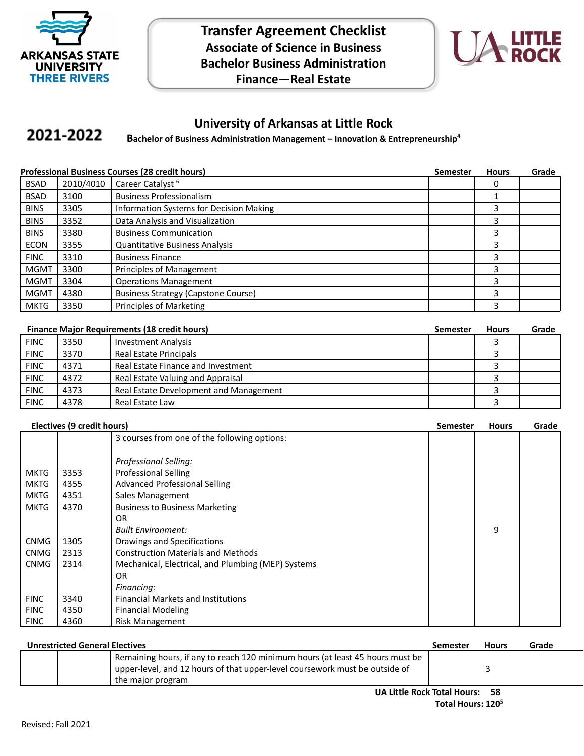ARKANSAS STATE UNIVERSITY THREE RIVERS

# Transfer Agreement Checklist
## Associate of Science in Business
## Bachelor Business Administration
## Finance—Real Estate

UA LITTLE ROCK

**2021-2022**

## University of Arkansas at Little Rock

**Bachelor of Business Administration Management – Innovation & Entrepreneurship[4]**

| Professional Business Courses (28 credit hours) | | | Semester | Hours | Grade |
|---|---|---|---|---|---|
| BSAD | 2010/4010 | Career Catalyst [6] | | 0 | |
| BSAD | 3100 | Business Professionalism | | 1 | |
| BINS | 3305 | Information Systems for Decision Making | | 3 | |
| BINS | 3352 | Data Analysis and Visualization | | 3 | |
| BINS | 3380 | Business Communication | | 3 | |
| ECON | 3355 | Quantitative Business Analysis | | 3 | |
| FINC | 3310 | Business Finance | | 3 | |
| MGMT | 3300 | Principles of Management | | 3 | |
| MGMT | 3304 | Operations Management | | 3 | |
| MGMT | 4380 | Business Strategy (Capstone Course) | | 3 | |
| MKTG | 3350 | Principles of Marketing | | 3 | |

| Finance Major Requirements (18 credit hours) | | | Semester | Hours | Grade |
|---|---|---|---|---|---|
| FINC | 3350 | Investment Analysis | | 3 | |
| FINC | 3370 | Real Estate Principals | | 3 | |
| FINC | 4371 | Real Estate Finance and Investment | | 3 | |
| FINC | 4372 | Real Estate Valuing and Appraisal | | 3 | |
| FINC | 4373 | Real Estate Development and Management | | 3 | |
| FINC | 4378 | Real Estate Law | | 3 | |

| Electives (9 credit hours) | | | Semester | Hours | Grade |
|---|---|---|---|---|---|
| | | 3 courses from one of the following options: | | | |
| | | *Professional Selling:* | | | |
| MKTG | 3353 | Professional Selling | | | |
| MKTG | 4355 | Advanced Professional Selling | | | |
| MKTG | 4351 | Sales Management | | | |
| MKTG | 4370 | Business to Business Marketing | | | |
| | | OR | | | |
| | | *Built Environment:* | | 9 | |
| CNMG | 1305 | Drawings and Specifications | | | |
| CNMG | 2313 | Construction Materials and Methods | | | |
| CNMG | 2314 | Mechanical, Electrical, and Plumbing (MEP) Systems | | | |
| | | OR | | | |
| | | *Financing:* | | | |
| FINC | 3340 | Financial Markets and Institutions | | | |
| FINC | 4350 | Financial Modeling | | | |
| FINC | 4360 | Risk Management | | | |

| Unrestricted General Electives | | | Semester | Hours | Grade |
|---|---|---|---|---|---|
| | | Remaining hours, if any to reach 120 minimum hours (at least 45 hours must be upper-level, and 12 hours of that upper-level coursework must be outside of the major program | | 3 | |

**UA Little Rock Total Hours: 58**

**Total Hours: 120[5]**

Revised: Fall 2021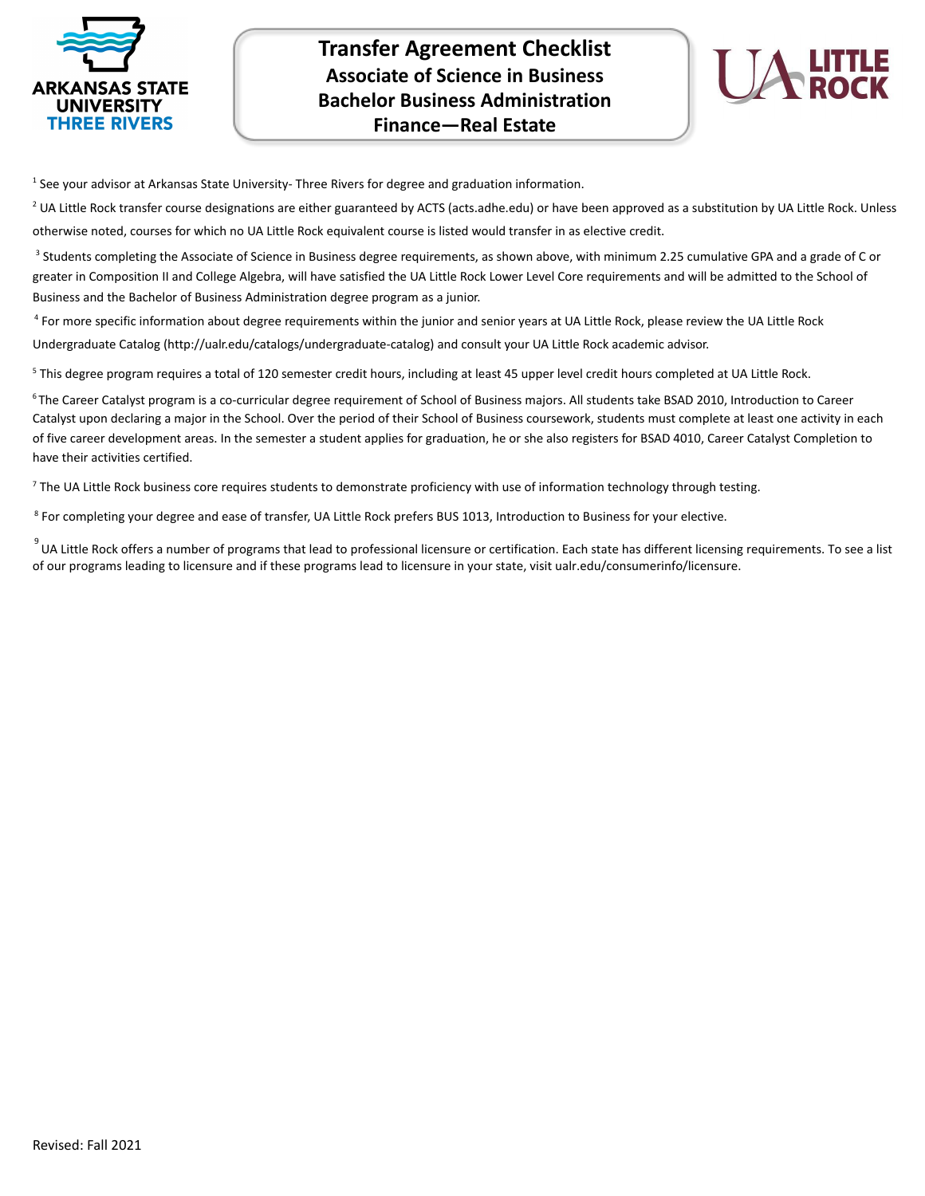# Transfer Agreement Checklist

## Associate of Science in Business

## Bachelor Business Administration

## Finance—Real Estate

[1] See your advisor at Arkansas State University- Three Rivers for degree and graduation information.

[2] UA Little Rock transfer course designations are either guaranteed by ACTS (acts.adhe.edu) or have been approved as a substitution by UA Little Rock. Unless otherwise noted, courses for which no UA Little Rock equivalent course is listed would transfer in as elective credit.

[3] Students completing the Associate of Science in Business degree requirements, as shown above, with minimum 2.25 cumulative GPA and a grade of C or greater in Composition II and College Algebra, will have satisfied the UA Little Rock Lower Level Core requirements and will be admitted to the School of Business and the Bachelor of Business Administration degree program as a junior.

[4] For more specific information about degree requirements within the junior and senior years at UA Little Rock, please review the UA Little Rock Undergraduate Catalog (http://ualr.edu/catalogs/undergraduate-catalog) and consult your UA Little Rock academic advisor.

[5] This degree program requires a total of 120 semester credit hours, including at least 45 upper level credit hours completed at UA Little Rock.

[6] The Career Catalyst program is a co-curricular degree requirement of School of Business majors. All students take BSAD 2010, Introduction to Career Catalyst upon declaring a major in the School. Over the period of their School of Business coursework, students must complete at least one activity in each of five career development areas. In the semester a student applies for graduation, he or she also registers for BSAD 4010, Career Catalyst Completion to have their activities certified.

[7] The UA Little Rock business core requires students to demonstrate proficiency with use of information technology through testing.

[8] For completing your degree and ease of transfer, UA Little Rock prefers BUS 1013, Introduction to Business for your elective.

[9] UA Little Rock offers a number of programs that lead to professional licensure or certification. Each state has different licensing requirements. To see a list of our programs leading to licensure and if these programs lead to licensure in your state, visit ualr.edu/consumerinfo/licensure.

Revised: Fall 2021